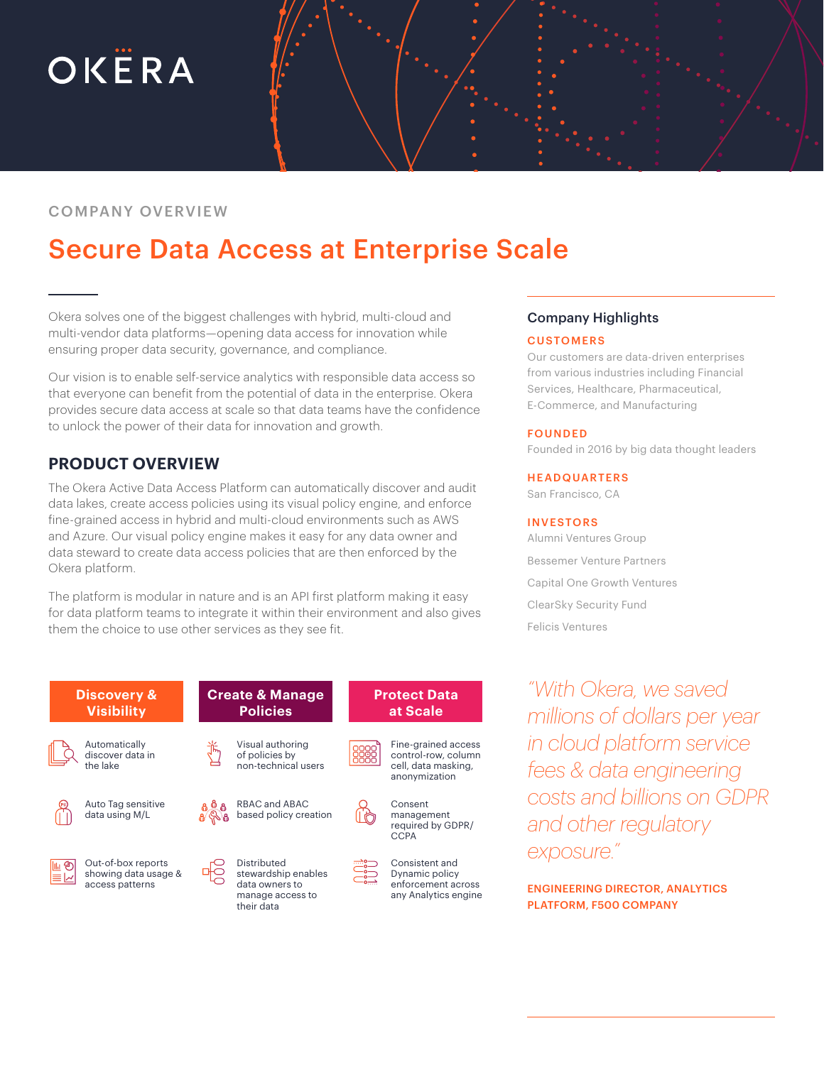# OKERA

COMPANY OVERVIEW

## Secure Data Access at Enterprise Scale

Okera solves one of the biggest challenges with hybrid, multi-cloud and multi-vendor data platforms—opening data access for innovation while ensuring proper data security, governance, and compliance.

Our vision is to enable self-service analytics with responsible data access so that everyone can benefit from the potential of data in the enterprise. Okera provides secure data access at scale so that data teams have the confidence to unlock the power of their data for innovation and growth.

## PRODUCT OVERVIEW

The Okera Active Data Access Platform can automatically discover and audit data lakes, create access policies using its visual policy engine, and enforce fine-grained access in hybrid and multi-cloud environments such as AWS and Azure. Our visual policy engine makes it easy for any data owner and data steward to create data access policies that are then enforced by the Okera platform.

The platform is modular in nature and is an API first platform making it easy for data platform teams to integrate it within their environment and also gives them the choice to use other services as they see fit.

| Discovery & Visibility | Create & Manage Policies | Protect Data at Scale |
|---|---|---|
| Automatically discover data in the lake | Visual authoring of policies by non-technical users | Fine-grained access control-row, column cell, data masking, anonymization |
| Auto Tag sensitive data using M/L | RBAC and ABAC based policy creation | Consent management required by GDPR/ CCPA |
| Out-of-box reports showing data usage & access patterns | Distributed stewardship enables data owners to manage access to their data | Consistent and Dynamic policy enforcement across any Analytics engine |

### Company Highlights

**CUSTOMERS**
Our customers are data-driven enterprises from various industries including Financial Services, Healthcare, Pharmaceutical, E-Commerce, and Manufacturing

**FOUNDED**
Founded in 2016 by big data thought leaders

**HEADQUARTERS**
San Francisco, CA

**INVESTORS**
Alumni Ventures Group

Bessemer Venture Partners

Capital One Growth Ventures

ClearSky Security Fund

Felicis Ventures

*"With Okera, we saved millions of dollars per year in cloud platform service fees & data engineering costs and billions on GDPR and other regulatory exposure."*

**ENGINEERING DIRECTOR, ANALYTICS PLATFORM, F500 COMPANY**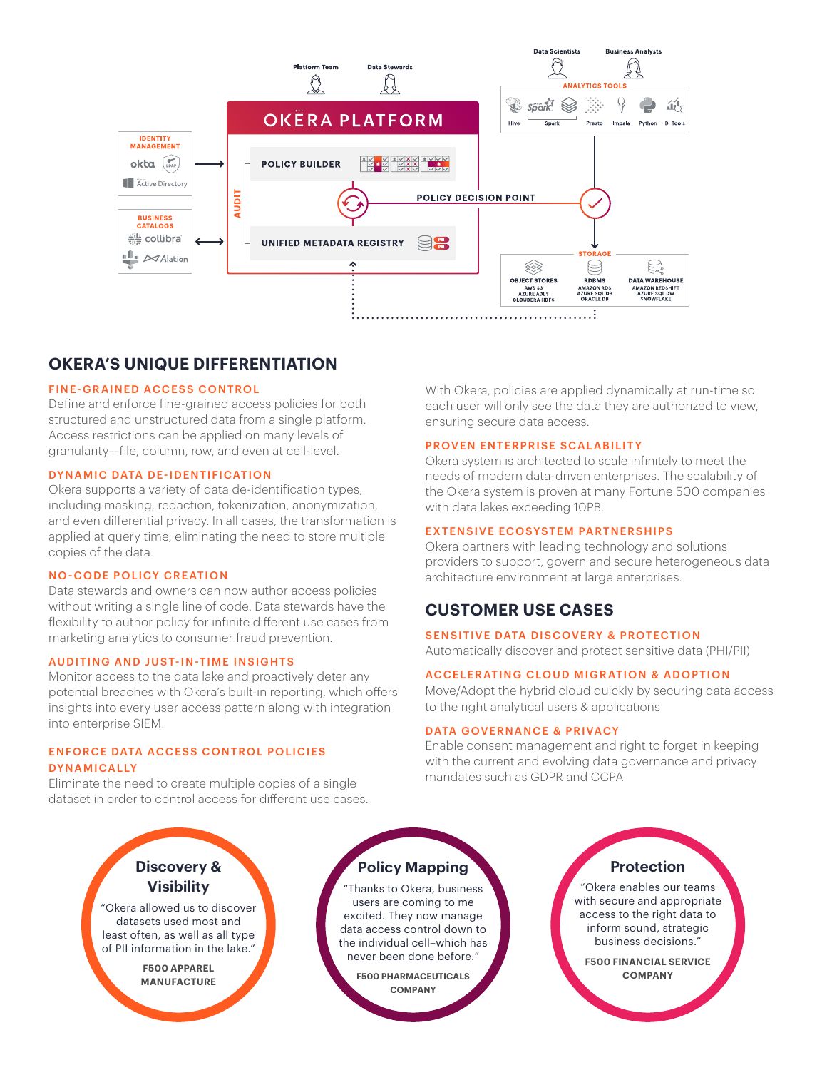Platform Team

Data Stewards

Data Scientists

Business Analysts

ANALYTICS TOOLS

Hive

Spark

Presto

Impala

Python

BI Tools

OKERA PLATFORM

IDENTITY MANAGEMENT

okta

LDAP

Active Directory

BUSINESS CATALOGS

collibra

Alation

AUDIT

POLICY BUILDER

POLICY DECISION POINT

UNIFIED METADATA REGISTRY

PII

PII

STORAGE

OBJECT STORES
AWS S3
AZURE ADLS
CLOUDERA HDFS

RDBMS
AMAZON RDS
AZURE SQL DB
ORACLE DB

DATA WAREHOUSE
AMAZON REDSHIFT
AZURE SQL DW
SNOWFLAKE

## OKERA'S UNIQUE DIFFERENTIATION

### FINE-GRAINED ACCESS CONTROL

Define and enforce fine-grained access policies for both structured and unstructured data from a single platform. Access restrictions can be applied on many levels of granularity—file, column, row, and even at cell-level.

### DYNAMIC DATA DE-IDENTIFICATION

Okera supports a variety of data de-identification types, including masking, redaction, tokenization, anonymization, and even differential privacy. In all cases, the transformation is applied at query time, eliminating the need to store multiple copies of the data.

### NO-CODE POLICY CREATION

Data stewards and owners can now author access policies without writing a single line of code. Data stewards have the flexibility to author policy for infinite different use cases from marketing analytics to consumer fraud prevention.

### AUDITING AND JUST-IN-TIME INSIGHTS

Monitor access to the data lake and proactively deter any potential breaches with Okera's built-in reporting, which offers insights into every user access pattern along with integration into enterprise SIEM.

### ENFORCE DATA ACCESS CONTROL POLICIES DYNAMICALLY

Eliminate the need to create multiple copies of a single dataset in order to control access for different use cases. With Okera, policies are applied dynamically at run-time so each user will only see the data they are authorized to view, ensuring secure data access.

### PROVEN ENTERPRISE SCALABILITY

Okera system is architected to scale infinitely to meet the needs of modern data-driven enterprises. The scalability of the Okera system is proven at many Fortune 500 companies with data lakes exceeding 10PB.

### EXTENSIVE ECOSYSTEM PARTNERSHIPS

Okera partners with leading technology and solutions providers to support, govern and secure heterogeneous data architecture environment at large enterprises.

## CUSTOMER USE CASES

### SENSITIVE DATA DISCOVERY & PROTECTION

Automatically discover and protect sensitive data (PHI/PII)

### ACCELERATING CLOUD MIGRATION & ADOPTION

Move/Adopt the hybrid cloud quickly by securing data access to the right analytical users & applications

### DATA GOVERNANCE & PRIVACY

Enable consent management and right to forget in keeping with the current and evolving data governance and privacy mandates such as GDPR and CCPA

### Discovery & Visibility

"Okera allowed us to discover datasets used most and least often, as well as all type of PII information in the lake."

**F500 APPAREL MANUFACTURE**

### Policy Mapping

"Thanks to Okera, business users are coming to me excited. They now manage data access control down to the individual cell–which has never been done before."

**F500 PHARMACEUTICALS COMPANY**

### Protection

"Okera enables our teams with secure and appropriate access to the right data to inform sound, strategic business decisions."

**F500 FINANCIAL SERVICE COMPANY**